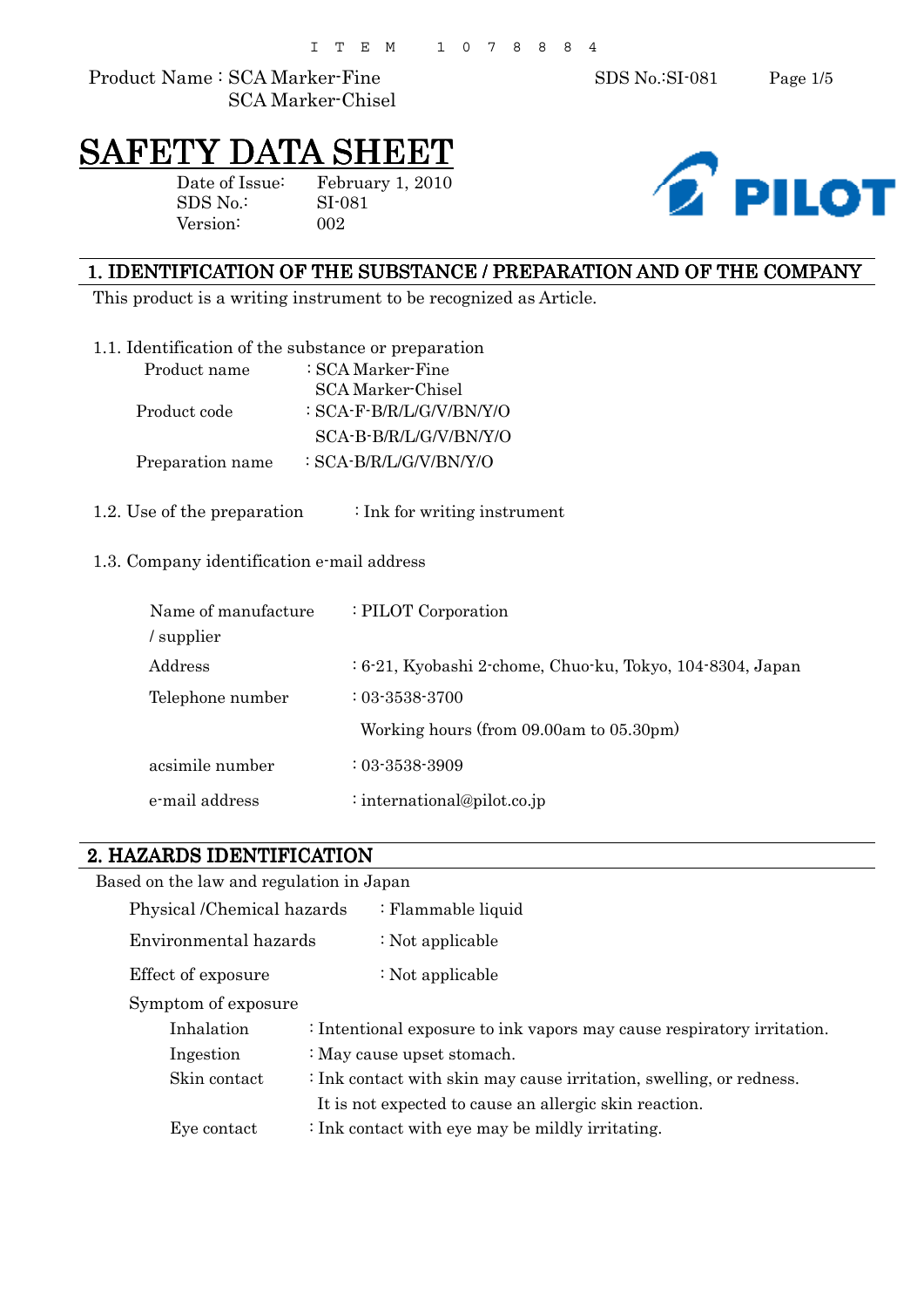I T E M   1 0 7 8 8 4

Product Name : SCA Marker-Fine
SCA Marker-Chisel

SDS No.:SI-081

# SAFETY DATA SHEET

Date of Issue: February 1, 2010
SDS No.: SI-081
Version: 002

PILOT

## 1. IDENTIFICATION OF THE SUBSTANCE / PREPARATION AND OF THE COMPANY

This product is a writing instrument to be recognized as Article.

1.1. Identification of the substance or preparation

| | |
|---|---|
| Product name | : SCA Marker-Fine<br>SCA Marker-Chisel |
| Product code | : SCA-F-B/R/L/G/V/BN/Y/O<br>SCA-B-B/R/L/G/V/BN/Y/O |
| Preparation name | : SCA-B/R/L/G/V/BN/Y/O |

1.2. Use of the preparation : Ink for writing instrument

1.3. Company identification e-mail address

| | |
|---|---|
| Name of manufacture / supplier | : PILOT Corporation |
| Address | : 6-21, Kyobashi 2-chome, Chuo-ku, Tokyo, 104-8304, Japan |
| Telephone number | : 03-3538-3700<br>Working hours (from 09.00am to 05.30pm) |
| acsimile number | : 03-3538-3909 |
| e-mail address | : international@pilot.co.jp |

## 2. HAZARDS IDENTIFICATION

Based on the law and regulation in Japan

| | |
|---|---|
| Physical /Chemical hazards | : Flammable liquid |
| Environmental hazards | : Not applicable |
| Effect of exposure | : Not applicable |

Symptom of exposure

| | |
|---|---|
| Inhalation | : Intentional exposure to ink vapors may cause respiratory irritation. |
| Ingestion | : May cause upset stomach. |
| Skin contact | : Ink contact with skin may cause irritation, swelling, or redness.<br>It is not expected to cause an allergic skin reaction. |
| Eye contact | : Ink contact with eye may be mildly irritating. |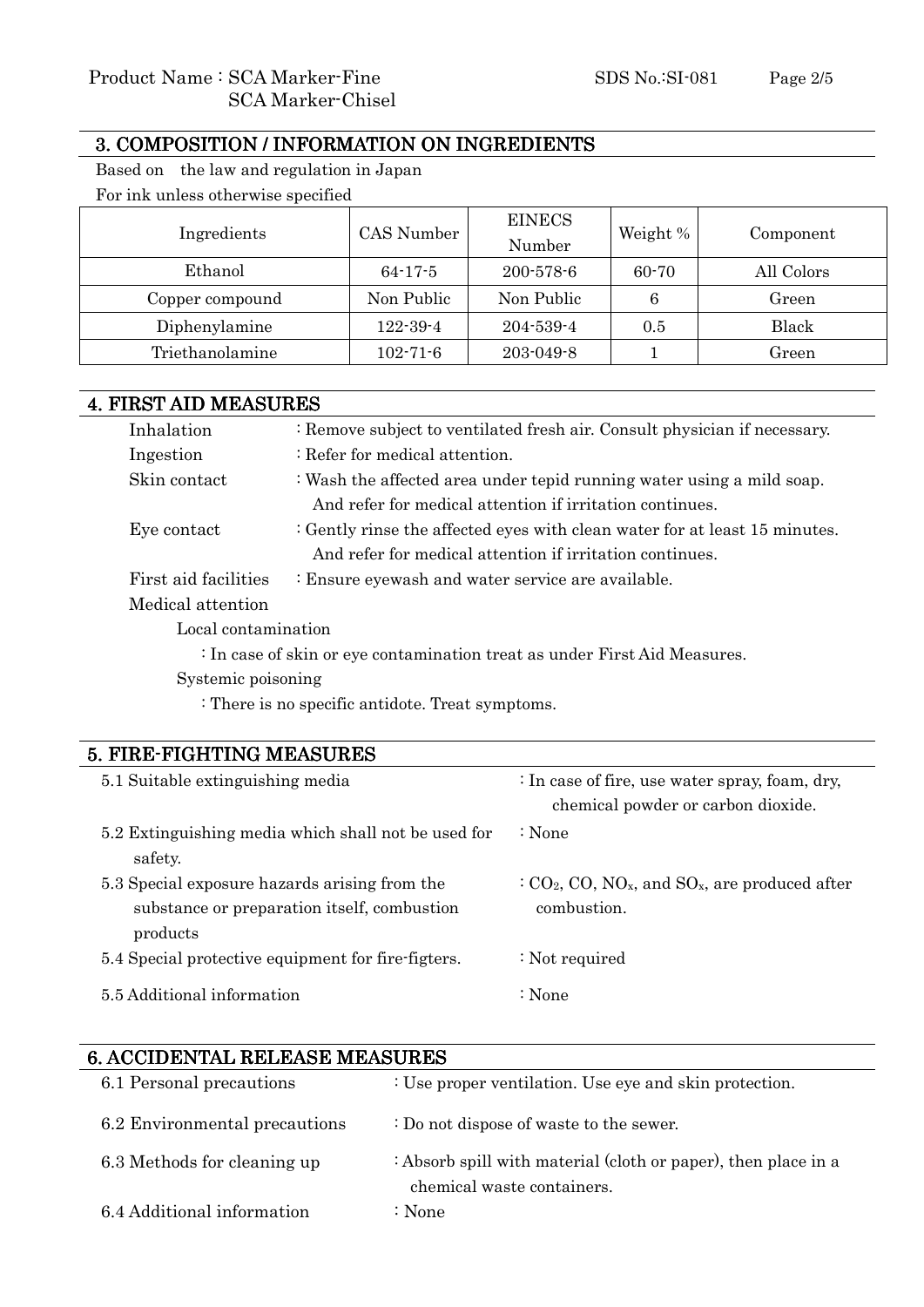## 3. COMPOSITION / INFORMATION ON INGREDIENTS

Based on the law and regulation in Japan

For ink unless otherwise specified

| Ingredients | CAS Number | EINECS Number | Weight % | Component |
|---|---|---|---|---|
| Ethanol | 64-17-5 | 200-578-6 | 60-70 | All Colors |
| Copper compound | Non Public | Non Public | 6 | Green |
| Diphenylamine | 122-39-4 | 204-539-4 | 0.5 | Black |
| Triethanolamine | 102-71-6 | 203-049-8 | 1 | Green |

## 4. FIRST AID MEASURES

Inhalation : Remove subject to ventilated fresh air. Consult physician if necessary.

Ingestion : Refer for medical attention.

Skin contact : Wash the affected area under tepid running water using a mild soap. And refer for medical attention if irritation continues.

Eye contact : Gently rinse the affected eyes with clean water for at least 15 minutes. And refer for medical attention if irritation continues.

First aid facilities : Ensure eyewash and water service are available.

Medical attention

Local contamination

: In case of skin or eye contamination treat as under First Aid Measures.

Systemic poisoning

: There is no specific antidote. Treat symptoms.

## 5. FIRE-FIGHTING MEASURES

5.1 Suitable extinguishing media : In case of fire, use water spray, foam, dry, chemical powder or carbon dioxide.

5.2 Extinguishing media which shall not be used for safety. : None

5.3 Special exposure hazards arising from the substance or preparation itself, combustion products : $CO_2$, CO, $NO_x$, and $SO_x$, are produced after combustion.

5.4 Special protective equipment for fire-figters. : Not required

5.5 Additional information : None

## 6. ACCIDENTAL RELEASE MEASURES

6.1 Personal precautions : Use proper ventilation. Use eye and skin protection.

6.2 Environmental precautions : Do not dispose of waste to the sewer.

6.3 Methods for cleaning up : Absorb spill with material (cloth or paper), then place in a chemical waste containers.

6.4 Additional information : None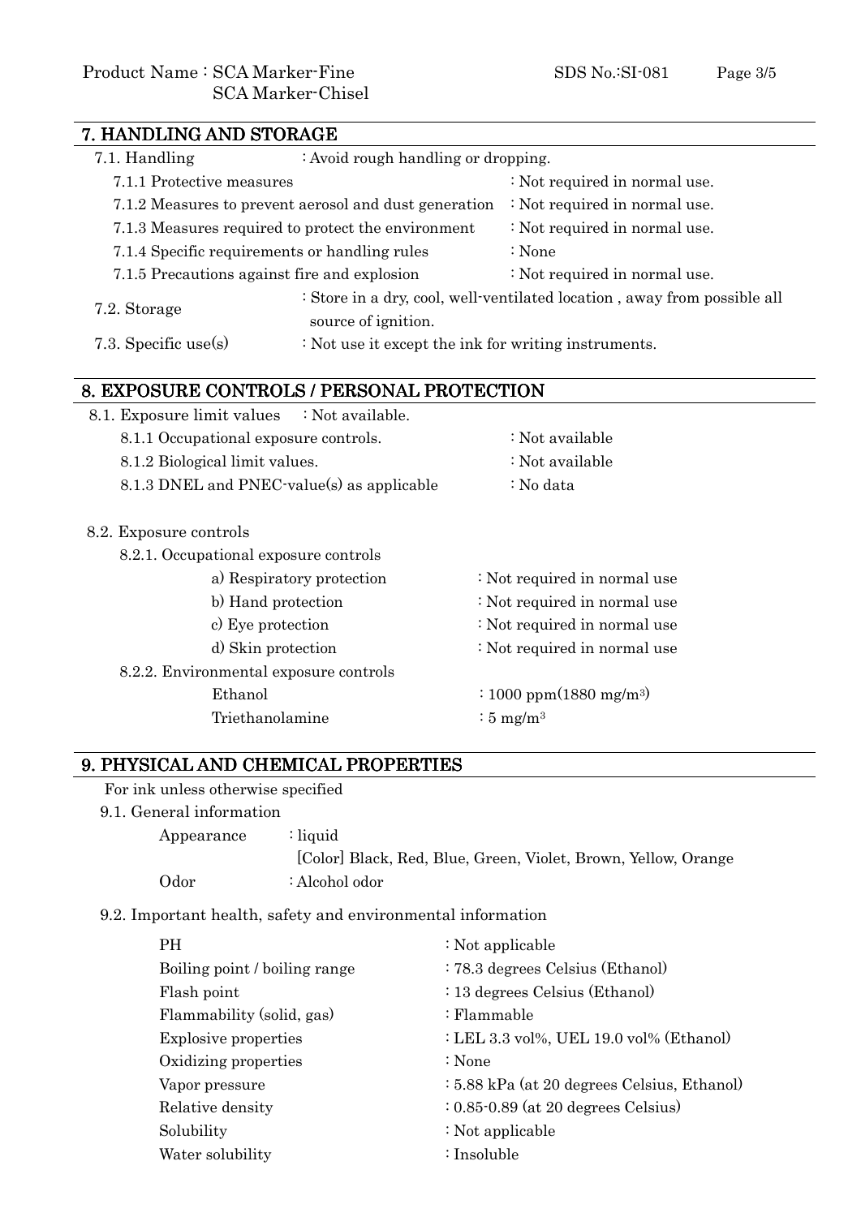## 7. HANDLING AND STORAGE

7.1. Handling : Avoid rough handling or dropping.

- 7.1.1 Protective measures : Not required in normal use.
- 7.1.2 Measures to prevent aerosol and dust generation : Not required in normal use.
- 7.1.3 Measures required to protect the environment : Not required in normal use.
- 7.1.4 Specific requirements or handling rules : None
- 7.1.5 Precautions against fire and explosion : Not required in normal use.

7.2. Storage : Store in a dry, cool, well-ventilated location , away from possible all source of ignition.

7.3. Specific use(s) : Not use it except the ink for writing instruments.

## 8. EXPOSURE CONTROLS / PERSONAL PROTECTION

8.1. Exposure limit values : Not available.

- 8.1.1 Occupational exposure controls. : Not available
- 8.1.2 Biological limit values. : Not available
- 8.1.3 DNEL and PNEC-value(s) as applicable : No data

8.2. Exposure controls

8.2.1. Occupational exposure controls

- a) Respiratory protection : Not required in normal use
- b) Hand protection : Not required in normal use
- c) Eye protection : Not required in normal use
- d) Skin protection : Not required in normal use

8.2.2. Environmental exposure controls

- Ethanol : 1000 ppm(1880 $mg/m^3$)
- Triethanolamine : 5 $mg/m^3$

## 9. PHYSICAL AND CHEMICAL PROPERTIES

For ink unless otherwise specified

9.1. General information

- Appearance : liquid
  [Color] Black, Red, Blue, Green, Violet, Brown, Yellow, Orange
- Odor : Alcohol odor

9.2. Important health, safety and environmental information

- PH : Not applicable
- Boiling point / boiling range : 78.3 degrees Celsius (Ethanol)
- Flash point : 13 degrees Celsius (Ethanol)
- Flammability (solid, gas) : Flammable
- Explosive properties : LEL 3.3 vol%, UEL 19.0 vol% (Ethanol)
- Oxidizing properties : None
- Vapor pressure : 5.88 kPa (at 20 degrees Celsius, Ethanol)
- Relative density : 0.85-0.89 (at 20 degrees Celsius)
- Solubility : Not applicable
- Water solubility : Insoluble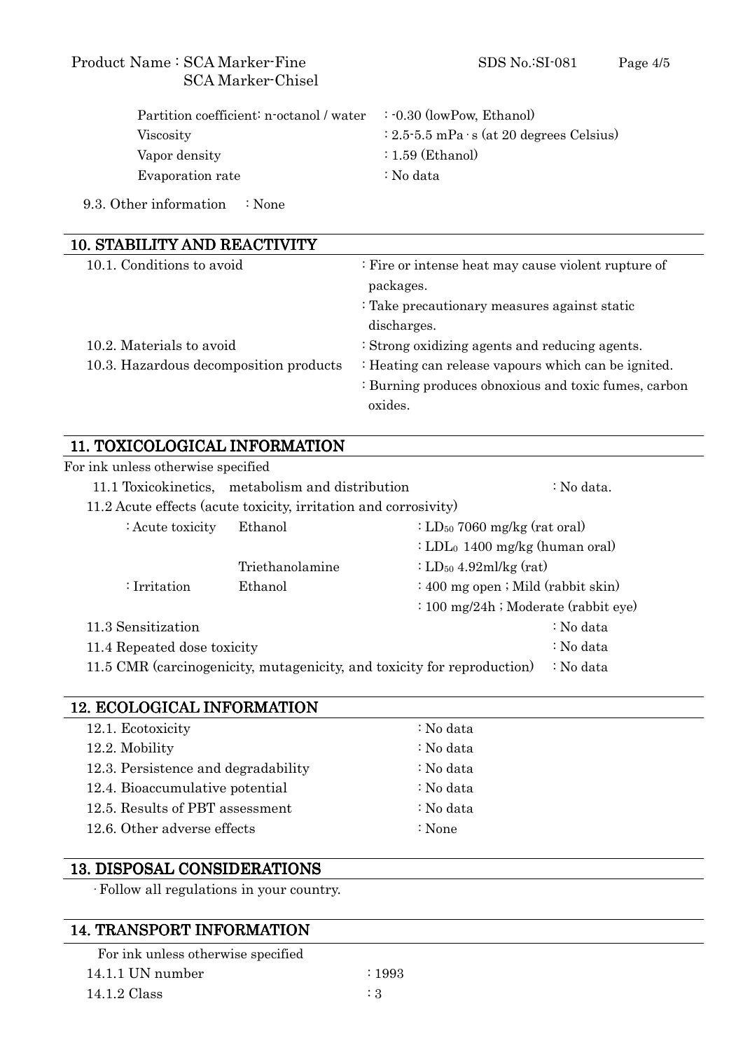| | |
|---|---|
| Partition coefficient: n-octanol / water | : -0.30 (lowPow, Ethanol) |
| Viscosity | : 2.5-5.5 mPa･s (at 20 degrees Celsius) |
| Vapor density | : 1.59 (Ethanol) |
| Evaporation rate | : No data |

9.3. Other information : None

## 10. STABILITY AND REACTIVITY

| | |
|---|---|
| 10.1. Conditions to avoid | : Fire or intense heat may cause violent rupture of packages.<br>: Take precautionary measures against static discharges. |
| 10.2. Materials to avoid | : Strong oxidizing agents and reducing agents. |
| 10.3. Hazardous decomposition products | : Heating can release vapours which can be ignited.<br>: Burning produces obnoxious and toxic fumes, carbon oxides. |

## 11. TOXICOLOGICAL INFORMATION

For ink unless otherwise specified

11.1 Toxicokinetics, metabolism and distribution : No data.

11.2 Acute effects (acute toxicity, irritation and corrosivity)

| | | |
|---|---|---|
| : Acute toxicity | Ethanol | : $LD_{50}$ 7060 mg/kg (rat oral) |
| | | : $LDL_0$ 1400 mg/kg (human oral) |
| | Triethanolamine | : $LD_{50}$ 4.92ml/kg (rat) |
| : Irritation | Ethanol | : 400 mg open ; Mild (rabbit skin) |
| | | : 100 mg/24h ; Moderate (rabbit eye) |

11.3 Sensitization : No data

11.4 Repeated dose toxicity : No data

11.5 CMR (carcinogenicity, mutagenicity, and toxicity for reproduction) : No data

## 12. ECOLOGICAL INFORMATION

| | |
|---|---|
| 12.1. Ecotoxicity | : No data |
| 12.2. Mobility | : No data |
| 12.3. Persistence and degradability | : No data |
| 12.4. Bioaccumulative potential | : No data |
| 12.5. Results of PBT assessment | : No data |
| 12.6. Other adverse effects | : None |

## 13. DISPOSAL CONSIDERATIONS

・Follow all regulations in your country.

## 14. TRANSPORT INFORMATION

For ink unless otherwise specified

| | |
|---|---|
| 14.1.1 UN number | : 1993 |
| 14.1.2 Class | : 3 |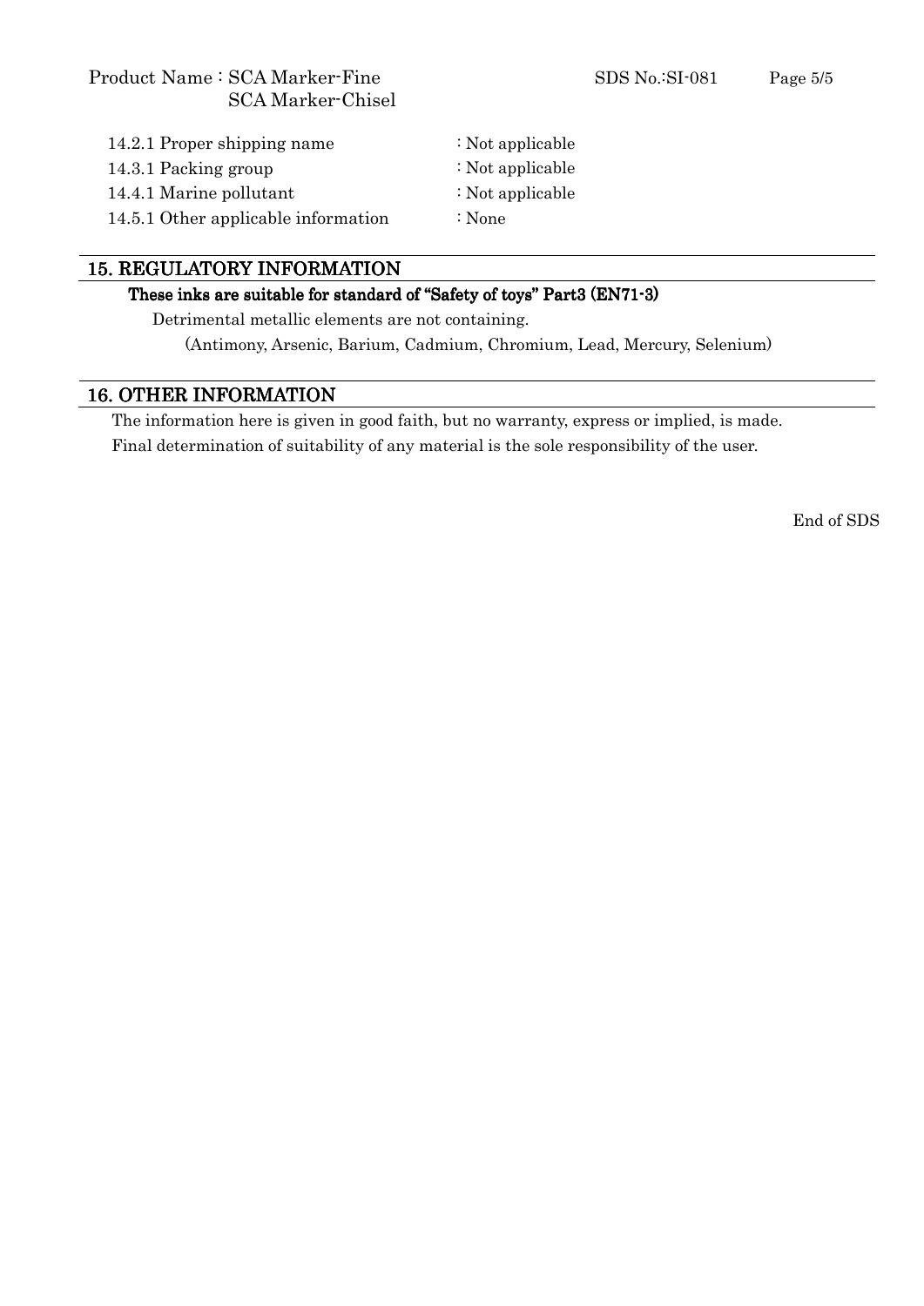| | |
|---|---|
| 14.2.1 Proper shipping name | : Not applicable |
| 14.3.1 Packing group | : Not applicable |
| 14.4.1 Marine pollutant | : Not applicable |
| 14.5.1 Other applicable information | : None |

## 15. REGULATORY INFORMATION

**These inks are suitable for standard of "Safety of toys" Part3 (EN71-3)**

Detrimental metallic elements are not containing.

(Antimony, Arsenic, Barium, Cadmium, Chromium, Lead, Mercury, Selenium)

## 16. OTHER INFORMATION

The information here is given in good faith, but no warranty, express or implied, is made.
Final determination of suitability of any material is the sole responsibility of the user.

End of SDS